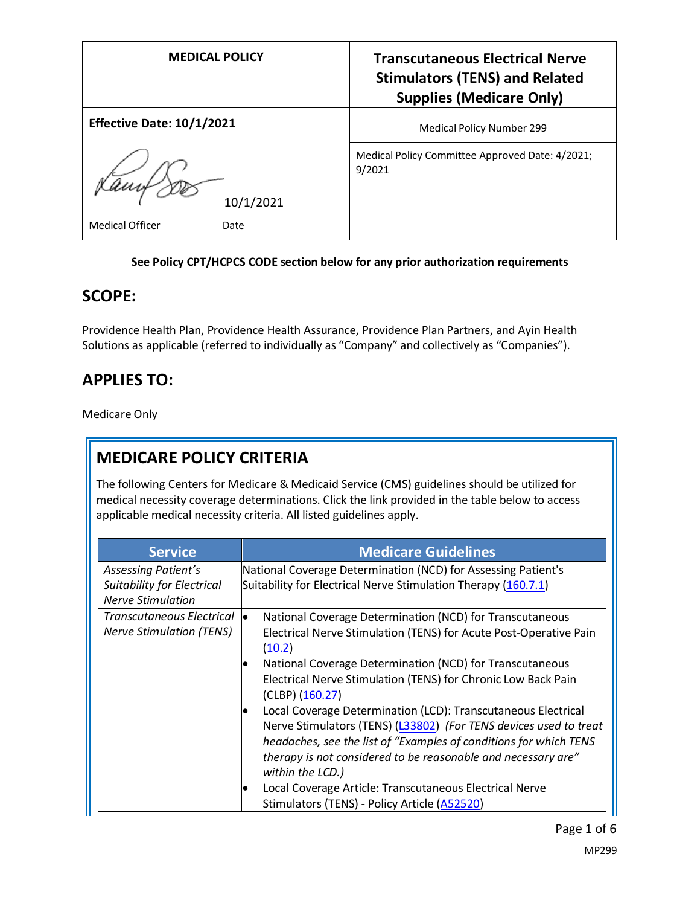| MEDICAL POLICY | Transcutaneous Electrical Nerve Stimulators (TENS) and Related Supplies (Medicare Only) |
|---|---|
| **Effective Date: 10/1/2021** | Medical Policy Number 299 |
| 10/1/2021 | Medical Policy Committee Approved Date: 4/2021; 9/2021 |
| Medical Officer Date | |

**See Policy CPT/HCPCS CODE section below for any prior authorization requirements**

## SCOPE:

Providence Health Plan, Providence Health Assurance, Providence Plan Partners, and Ayin Health Solutions as applicable (referred to individually as "Company" and collectively as "Companies").

## APPLIES TO:

Medicare Only

## MEDICARE POLICY CRITERIA

The following Centers for Medicare & Medicaid Service (CMS) guidelines should be utilized for medical necessity coverage determinations. Click the link provided in the table below to access applicable medical necessity criteria. All listed guidelines apply.

| Service | Medicare Guidelines |
|---|---|
| *Assessing Patient's Suitability for Electrical Nerve Stimulation* | National Coverage Determination (NCD) for Assessing Patient's Suitability for Electrical Nerve Stimulation Therapy (160.7.1) |
| *Transcutaneous Electrical Nerve Stimulation (TENS)* | • National Coverage Determination (NCD) for Transcutaneous Electrical Nerve Stimulation (TENS) for Acute Post-Operative Pain (10.2)<br>• National Coverage Determination (NCD) for Transcutaneous Electrical Nerve Stimulation (TENS) for Chronic Low Back Pain (CLBP) (160.27)<br>• Local Coverage Determination (LCD): Transcutaneous Electrical Nerve Stimulators (TENS) (L33802) *(For TENS devices used to treat headaches, see the list of "Examples of conditions for which TENS therapy is not considered to be reasonable and necessary are" within the LCD.)*<br>• Local Coverage Article: Transcutaneous Electrical Nerve Stimulators (TENS) - Policy Article (A52520) |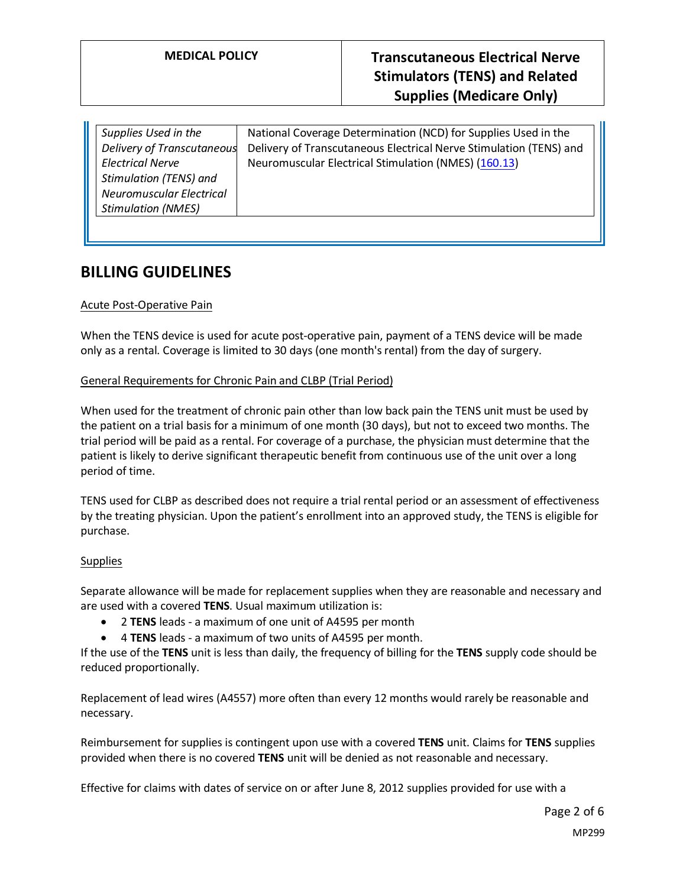| | |
|---|---|
| *Supplies Used in the Delivery of Transcutaneous Electrical Nerve Stimulation (TENS) and Neuromuscular Electrical Stimulation (NMES)* | National Coverage Determination (NCD) for Supplies Used in the Delivery of Transcutaneous Electrical Nerve Stimulation (TENS) and Neuromuscular Electrical Stimulation (NMES) (160.13) |

## BILLING GUIDELINES

Acute Post-Operative Pain

When the TENS device is used for acute post-operative pain, payment of a TENS device will be made only as a rental. Coverage is limited to 30 days (one month's rental) from the day of surgery.

General Requirements for Chronic Pain and CLBP (Trial Period)

When used for the treatment of chronic pain other than low back pain the TENS unit must be used by the patient on a trial basis for a minimum of one month (30 days), but not to exceed two months. The trial period will be paid as a rental. For coverage of a purchase, the physician must determine that the patient is likely to derive significant therapeutic benefit from continuous use of the unit over a long period of time.

TENS used for CLBP as described does not require a trial rental period or an assessment of effectiveness by the treating physician. Upon the patient's enrollment into an approved study, the TENS is eligible for purchase.

Supplies

Separate allowance will be made for replacement supplies when they are reasonable and necessary and are used with a covered **TENS**. Usual maximum utilization is:

- 2 **TENS** leads - a maximum of one unit of A4595 per month
- 4 **TENS** leads - a maximum of two units of A4595 per month.

If the use of the **TENS** unit is less than daily, the frequency of billing for the **TENS** supply code should be reduced proportionally.

Replacement of lead wires (A4557) more often than every 12 months would rarely be reasonable and necessary.

Reimbursement for supplies is contingent upon use with a covered **TENS** unit. Claims for **TENS** supplies provided when there is no covered **TENS** unit will be denied as not reasonable and necessary.

Effective for claims with dates of service on or after June 8, 2012 supplies provided for use with a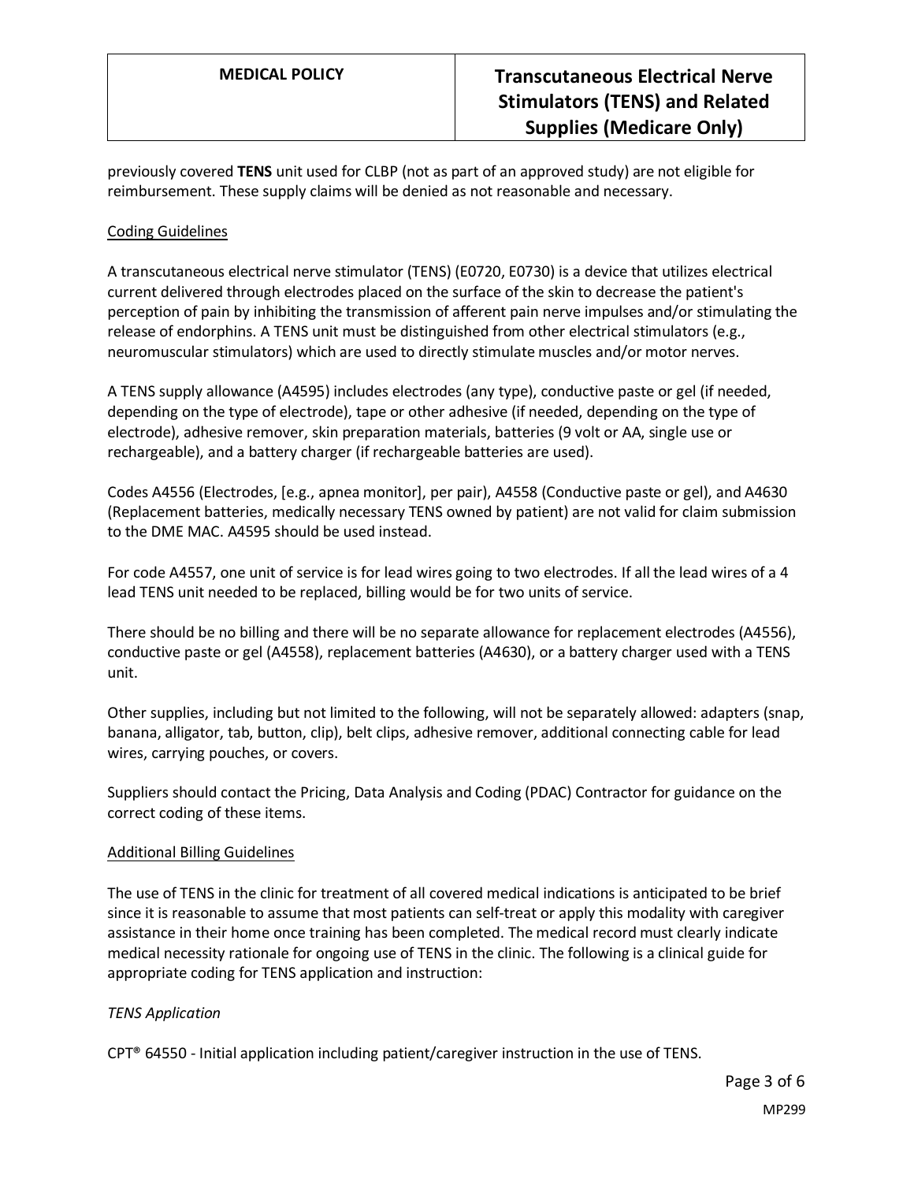previously covered **TENS** unit used for CLBP (not as part of an approved study) are not eligible for reimbursement. These supply claims will be denied as not reasonable and necessary.

Coding Guidelines

A transcutaneous electrical nerve stimulator (TENS) (E0720, E0730) is a device that utilizes electrical current delivered through electrodes placed on the surface of the skin to decrease the patient's perception of pain by inhibiting the transmission of afferent pain nerve impulses and/or stimulating the release of endorphins. A TENS unit must be distinguished from other electrical stimulators (e.g., neuromuscular stimulators) which are used to directly stimulate muscles and/or motor nerves.

A TENS supply allowance (A4595) includes electrodes (any type), conductive paste or gel (if needed, depending on the type of electrode), tape or other adhesive (if needed, depending on the type of electrode), adhesive remover, skin preparation materials, batteries (9 volt or AA, single use or rechargeable), and a battery charger (if rechargeable batteries are used).

Codes A4556 (Electrodes, [e.g., apnea monitor], per pair), A4558 (Conductive paste or gel), and A4630 (Replacement batteries, medically necessary TENS owned by patient) are not valid for claim submission to the DME MAC. A4595 should be used instead.

For code A4557, one unit of service is for lead wires going to two electrodes. If all the lead wires of a 4 lead TENS unit needed to be replaced, billing would be for two units of service.

There should be no billing and there will be no separate allowance for replacement electrodes (A4556), conductive paste or gel (A4558), replacement batteries (A4630), or a battery charger used with a TENS unit.

Other supplies, including but not limited to the following, will not be separately allowed: adapters (snap, banana, alligator, tab, button, clip), belt clips, adhesive remover, additional connecting cable for lead wires, carrying pouches, or covers.

Suppliers should contact the Pricing, Data Analysis and Coding (PDAC) Contractor for guidance on the correct coding of these items.

Additional Billing Guidelines

The use of TENS in the clinic for treatment of all covered medical indications is anticipated to be brief since it is reasonable to assume that most patients can self-treat or apply this modality with caregiver assistance in their home once training has been completed. The medical record must clearly indicate medical necessity rationale for ongoing use of TENS in the clinic. The following is a clinical guide for appropriate coding for TENS application and instruction:

*TENS Application*

CPT® 64550 - Initial application including patient/caregiver instruction in the use of TENS.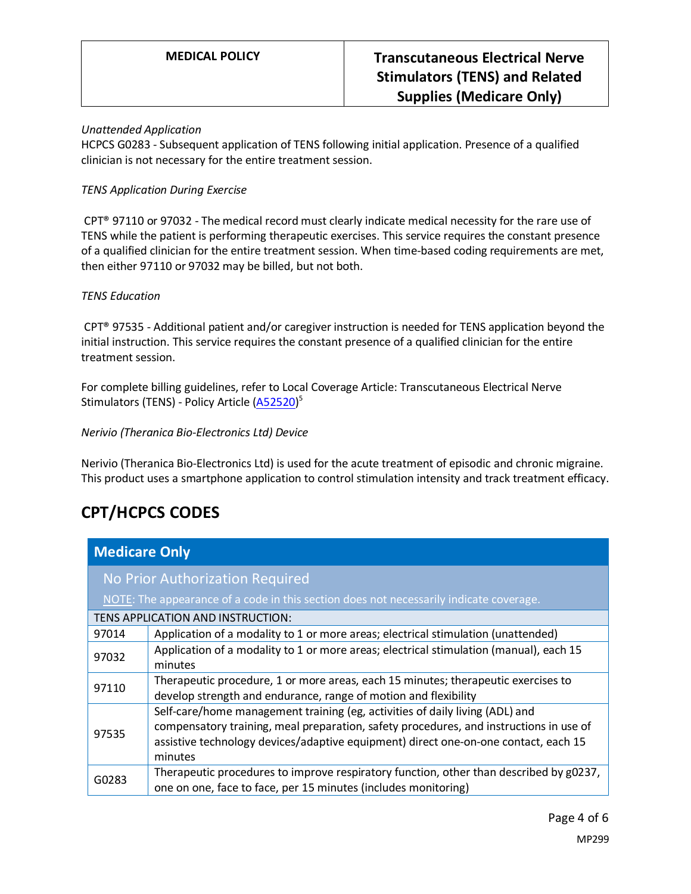*Unattended Application*

HCPCS G0283 - Subsequent application of TENS following initial application. Presence of a qualified clinician is not necessary for the entire treatment session.

*TENS Application During Exercise*

CPT® 97110 or 97032 - The medical record must clearly indicate medical necessity for the rare use of TENS while the patient is performing therapeutic exercises. This service requires the constant presence of a qualified clinician for the entire treatment session. When time-based coding requirements are met, then either 97110 or 97032 may be billed, but not both.

*TENS Education*

CPT® 97535 - Additional patient and/or caregiver instruction is needed for TENS application beyond the initial instruction. This service requires the constant presence of a qualified clinician for the entire treatment session.

For complete billing guidelines, refer to Local Coverage Article: Transcutaneous Electrical Nerve Stimulators (TENS) - Policy Article (A52520)[5]

*Nerivio (Theranica Bio-Electronics Ltd) Device*

Nerivio (Theranica Bio-Electronics Ltd) is used for the acute treatment of episodic and chronic migraine. This product uses a smartphone application to control stimulation intensity and track treatment efficacy.

## CPT/HCPCS CODES

| **Medicare Only** | |
|---|---|
| No Prior Authorization Required<br>NOTE: The appearance of a code in this section does not necessarily indicate coverage. | |
| TENS APPLICATION AND INSTRUCTION: | |
| 97014 | Application of a modality to 1 or more areas; electrical stimulation (unattended) |
| 97032 | Application of a modality to 1 or more areas; electrical stimulation (manual), each 15 minutes |
| 97110 | Therapeutic procedure, 1 or more areas, each 15 minutes; therapeutic exercises to develop strength and endurance, range of motion and flexibility |
| 97535 | Self-care/home management training (eg, activities of daily living (ADL) and compensatory training, meal preparation, safety procedures, and instructions in use of assistive technology devices/adaptive equipment) direct one-on-one contact, each 15 minutes |
| G0283 | Therapeutic procedures to improve respiratory function, other than described by g0237, one on one, face to face, per 15 minutes (includes monitoring) |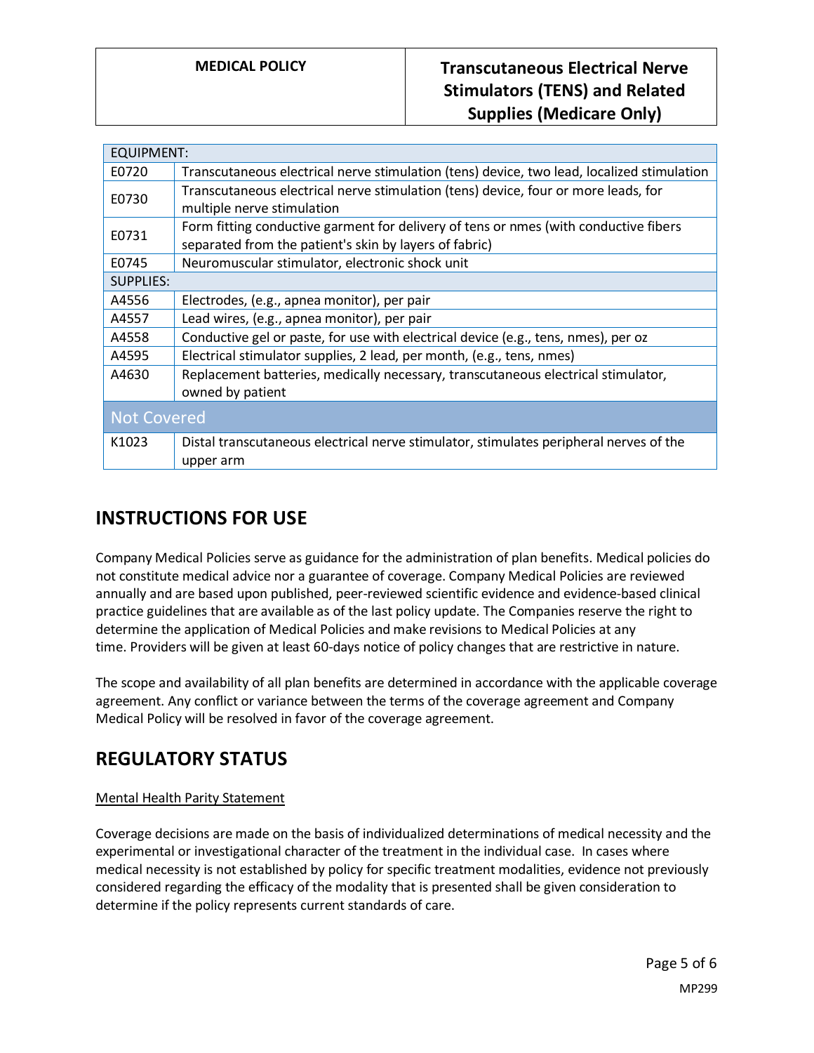| EQUIPMENT: | |
|---|---|
| E0720 | Transcutaneous electrical nerve stimulation (tens) device, two lead, localized stimulation |
| E0730 | Transcutaneous electrical nerve stimulation (tens) device, four or more leads, for multiple nerve stimulation |
| E0731 | Form fitting conductive garment for delivery of tens or nmes (with conductive fibers separated from the patient's skin by layers of fabric) |
| E0745 | Neuromuscular stimulator, electronic shock unit |
| SUPPLIES: | |
| A4556 | Electrodes, (e.g., apnea monitor), per pair |
| A4557 | Lead wires, (e.g., apnea monitor), per pair |
| A4558 | Conductive gel or paste, for use with electrical device (e.g., tens, nmes), per oz |
| A4595 | Electrical stimulator supplies, 2 lead, per month, (e.g., tens, nmes) |
| A4630 | Replacement batteries, medically necessary, transcutaneous electrical stimulator, owned by patient |
| **Not Covered** | |
| K1023 | Distal transcutaneous electrical nerve stimulator, stimulates peripheral nerves of the upper arm |

## INSTRUCTIONS FOR USE

Company Medical Policies serve as guidance for the administration of plan benefits. Medical policies do not constitute medical advice nor a guarantee of coverage. Company Medical Policies are reviewed annually and are based upon published, peer-reviewed scientific evidence and evidence-based clinical practice guidelines that are available as of the last policy update. The Companies reserve the right to determine the application of Medical Policies and make revisions to Medical Policies at any time. Providers will be given at least 60-days notice of policy changes that are restrictive in nature.

The scope and availability of all plan benefits are determined in accordance with the applicable coverage agreement. Any conflict or variance between the terms of the coverage agreement and Company Medical Policy will be resolved in favor of the coverage agreement.

## REGULATORY STATUS

Mental Health Parity Statement

Coverage decisions are made on the basis of individualized determinations of medical necessity and the experimental or investigational character of the treatment in the individual case. In cases where medical necessity is not established by policy for specific treatment modalities, evidence not previously considered regarding the efficacy of the modality that is presented shall be given consideration to determine if the policy represents current standards of care.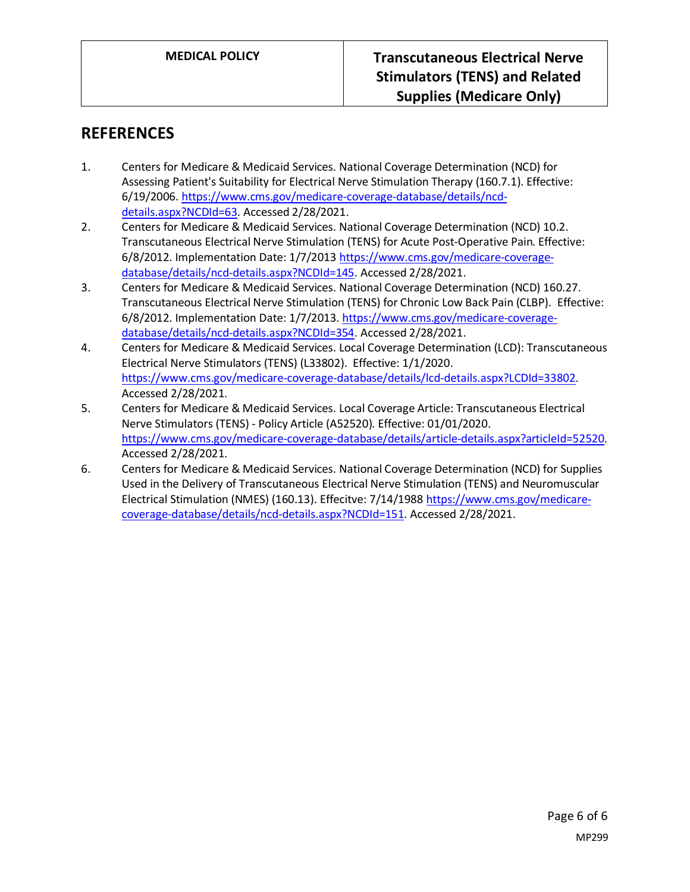## REFERENCES

1. Centers for Medicare & Medicaid Services. National Coverage Determination (NCD) for Assessing Patient's Suitability for Electrical Nerve Stimulation Therapy (160.7.1). Effective: 6/19/2006. https://www.cms.gov/medicare-coverage-database/details/ncd-details.aspx?NCDId=63. Accessed 2/28/2021.
2. Centers for Medicare & Medicaid Services. National Coverage Determination (NCD) 10.2. Transcutaneous Electrical Nerve Stimulation (TENS) for Acute Post-Operative Pain. Effective: 6/8/2012. Implementation Date: 1/7/2013 https://www.cms.gov/medicare-coverage-database/details/ncd-details.aspx?NCDId=145. Accessed 2/28/2021.
3. Centers for Medicare & Medicaid Services. National Coverage Determination (NCD) 160.27. Transcutaneous Electrical Nerve Stimulation (TENS) for Chronic Low Back Pain (CLBP). Effective: 6/8/2012. Implementation Date: 1/7/2013. https://www.cms.gov/medicare-coverage-database/details/ncd-details.aspx?NCDId=354. Accessed 2/28/2021.
4. Centers for Medicare & Medicaid Services. Local Coverage Determination (LCD): Transcutaneous Electrical Nerve Stimulators (TENS) (L33802). Effective: 1/1/2020. https://www.cms.gov/medicare-coverage-database/details/lcd-details.aspx?LCDId=33802. Accessed 2/28/2021.
5. Centers for Medicare & Medicaid Services. Local Coverage Article: Transcutaneous Electrical Nerve Stimulators (TENS) - Policy Article (A52520). Effective: 01/01/2020. https://www.cms.gov/medicare-coverage-database/details/article-details.aspx?articleId=52520. Accessed 2/28/2021.
6. Centers for Medicare & Medicaid Services. National Coverage Determination (NCD) for Supplies Used in the Delivery of Transcutaneous Electrical Nerve Stimulation (TENS) and Neuromuscular Electrical Stimulation (NMES) (160.13). Effecitve: 7/14/1988 https://www.cms.gov/medicare-coverage-database/details/ncd-details.aspx?NCDId=151. Accessed 2/28/2021.